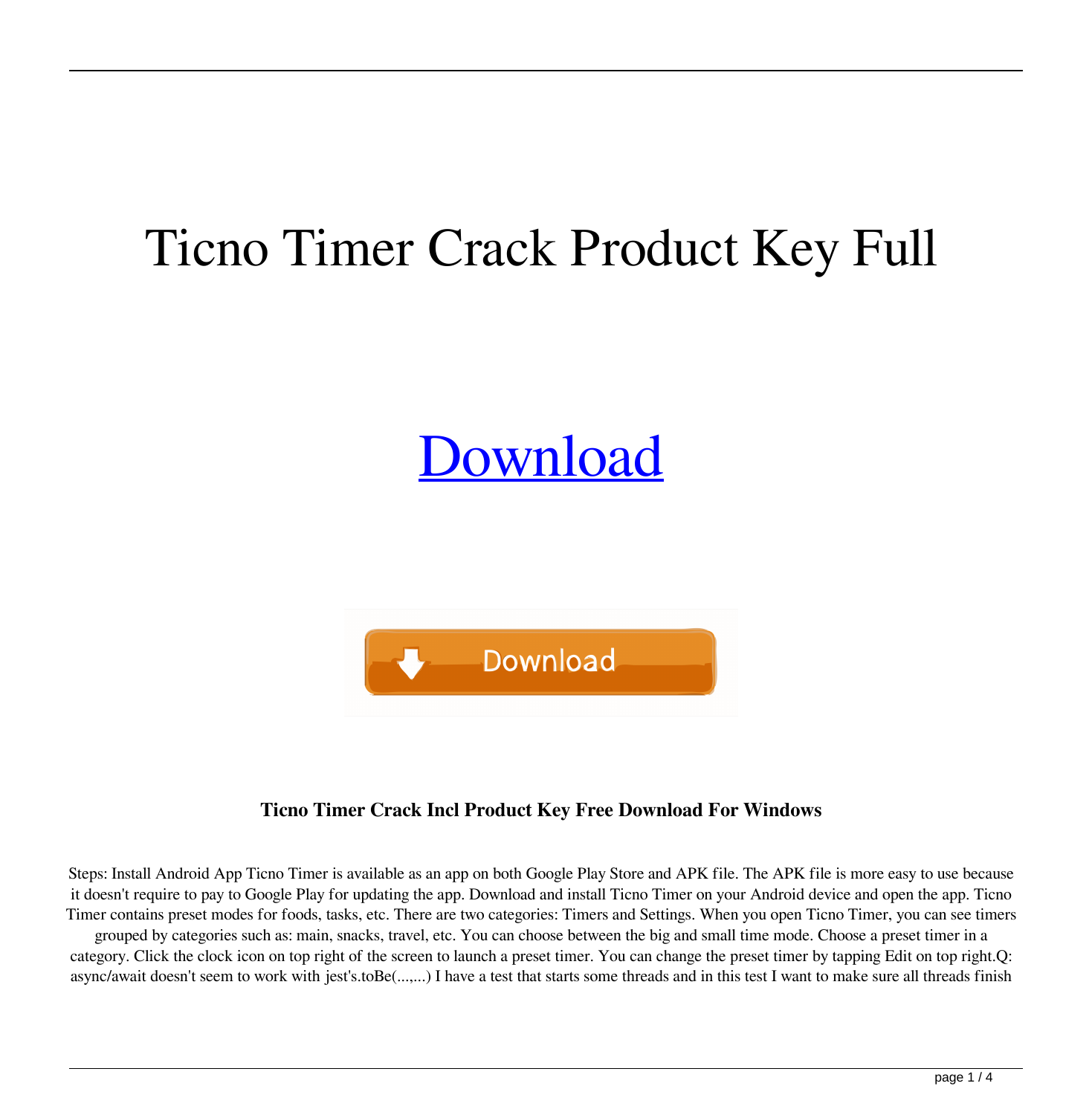# Ticno Timer Crack Product Key Full

[Download](#)

**Ticno Timer Crack Incl Product Key Free Download For Windows**

Steps: Install Android App Ticno Timer is available as an app on both Google Play Store and APK file. The APK file is more easy to use because it doesn't require to pay to Google Play for updating the app. Download and install Ticno Timer on your Android device and open the app. Ticno Timer contains preset modes for foods, tasks, etc. There are two categories: Timers and Settings. When you open Ticno Timer, you can see timers grouped by categories such as: main, snacks, travel, etc. You can choose between the big and small time mode. Choose a preset timer in a category. Click the clock icon on top right of the screen to launch a preset timer. You can change the preset timer by tapping Edit on top right.Q: async/await doesn't seem to work with jest's.toBe(...,...) I have a test that starts some threads and in this test I want to make sure all threads finish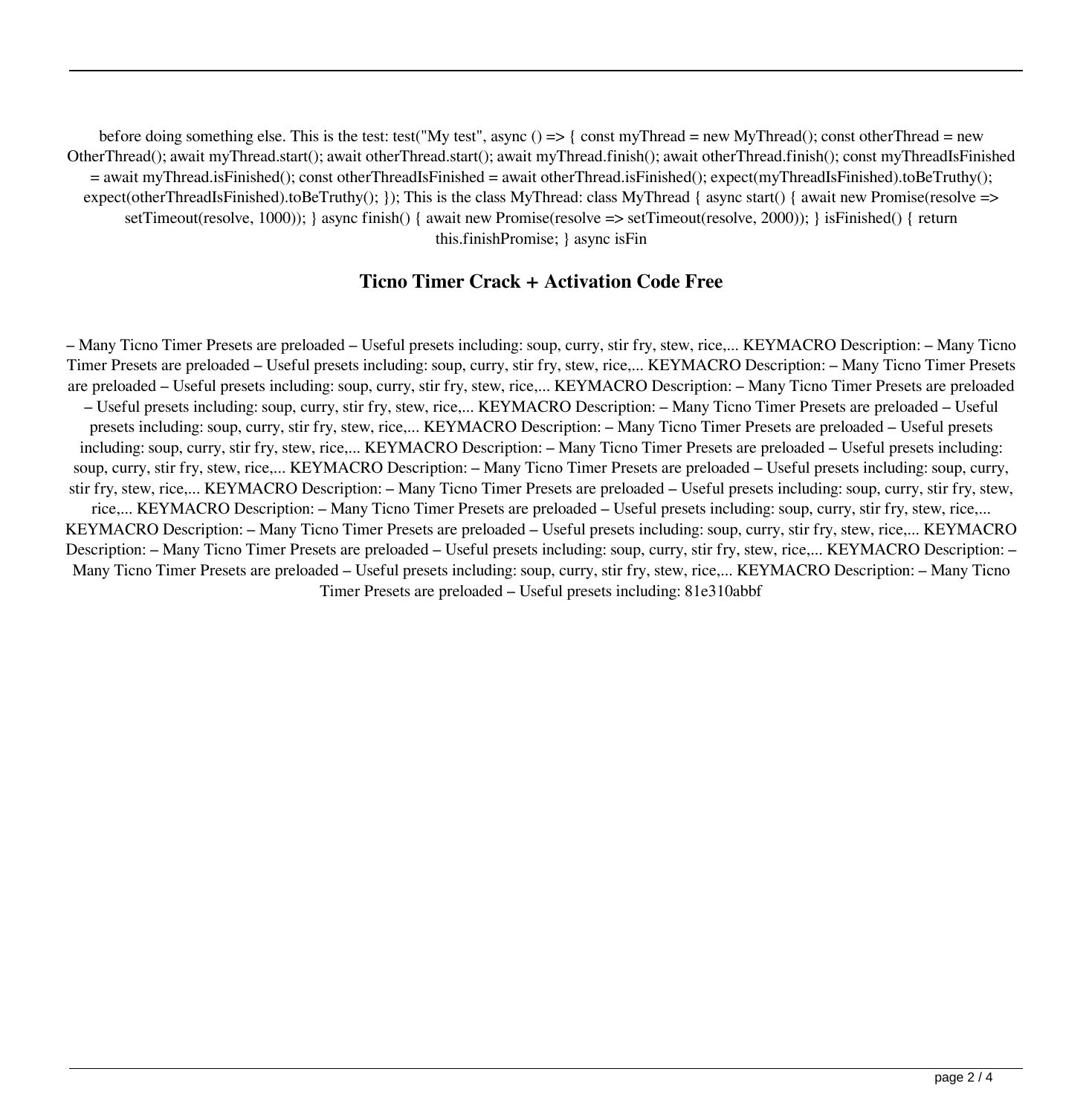before doing something else. This is the test: test("My test", async () => { const myThread = new MyThread(); const otherThread = new OtherThread(); await myThread.start(); await otherThread.start(); await myThread.finish(); await otherThread.finish(); const myThreadIsFinished = await myThread.isFinished(); const otherThreadIsFinished = await otherThread.isFinished(); expect(myThreadIsFinished).toBeTruthy(); expect(otherThreadIsFinished).toBeTruthy(); }); This is the class MyThread: class MyThread { async start() { await new Promise(resolve => setTimeout(resolve, 1000)); } async finish() { await new Promise(resolve => setTimeout(resolve, 2000)); } isFinished() { return this.finishPromise; } async isFin

### Ticno Timer Crack + Activation Code Free

– Many Ticno Timer Presets are preloaded – Useful presets including: soup, curry, stir fry, stew, rice,... KEYMACRO Description: – Many Ticno Timer Presets are preloaded – Useful presets including: soup, curry, stir fry, stew, rice,... KEYMACRO Description: – Many Ticno Timer Presets are preloaded – Useful presets including: soup, curry, stir fry, stew, rice,... KEYMACRO Description: – Many Ticno Timer Presets are preloaded – Useful presets including: soup, curry, stir fry, stew, rice,... KEYMACRO Description: – Many Ticno Timer Presets are preloaded – Useful presets including: soup, curry, stir fry, stew, rice,... KEYMACRO Description: – Many Ticno Timer Presets are preloaded – Useful presets including: soup, curry, stir fry, stew, rice,... KEYMACRO Description: – Many Ticno Timer Presets are preloaded – Useful presets including: soup, curry, stir fry, stew, rice,... KEYMACRO Description: – Many Ticno Timer Presets are preloaded – Useful presets including: soup, curry, stir fry, stew, rice,... KEYMACRO Description: – Many Ticno Timer Presets are preloaded – Useful presets including: soup, curry, stir fry, stew, rice,... KEYMACRO Description: – Many Ticno Timer Presets are preloaded – Useful presets including: soup, curry, stir fry, stew, rice,... KEYMACRO Description: – Many Ticno Timer Presets are preloaded – Useful presets including: soup, curry, stir fry, stew, rice,... KEYMACRO Description: – Many Ticno Timer Presets are preloaded – Useful presets including: soup, curry, stir fry, stew, rice,... KEYMACRO Description: – Many Ticno Timer Presets are preloaded – Useful presets including: soup, curry, stir fry, stew, rice,... KEYMACRO Description: – Many Ticno Timer Presets are preloaded – Useful presets including: 81e310abbf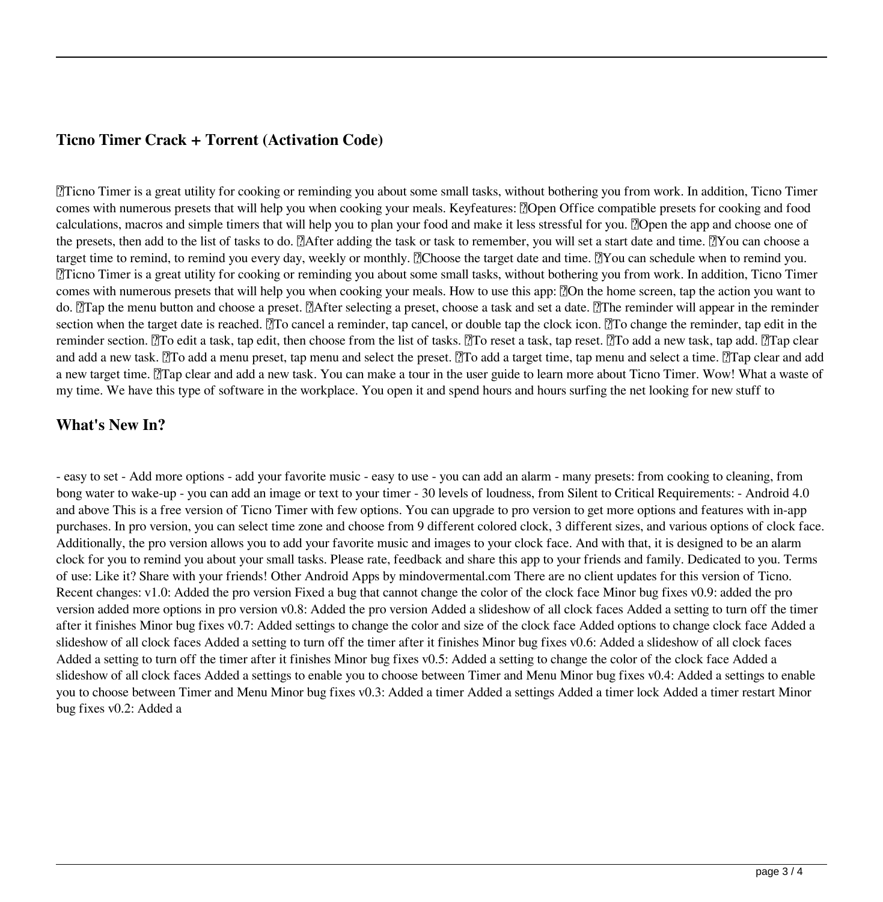## Ticno Timer Crack + Torrent (Activation Code)

�Ticno Timer is a great utility for cooking or reminding you about some small tasks, without bothering you from work. In addition, Ticno Timer comes with numerous presets that will help you when cooking your meals. Keyfeatures: �Open Office compatible presets for cooking and food calculations, macros and simple timers that will help you to plan your food and make it less stressful for you. �Open the app and choose one of the presets, then add to the list of tasks to do. �After adding the task or task to remember, you will set a start date and time. �You can choose a target time to remind, to remind you every day, weekly or monthly. �Choose the target date and time. �You can schedule when to remind you. �Ticno Timer is a great utility for cooking or reminding you about some small tasks, without bothering you from work. In addition, Ticno Timer comes with numerous presets that will help you when cooking your meals. How to use this app: �On the home screen, tap the action you want to do. �Tap the menu button and choose a preset. �After selecting a preset, choose a task and set a date. �The reminder will appear in the reminder section when the target date is reached. �To cancel a reminder, tap cancel, or double tap the clock icon. �To change the reminder, tap edit in the reminder section. �To edit a task, tap edit, then choose from the list of tasks. �To reset a task, tap reset. �To add a new task, tap add. �Tap clear and add a new task. �To add a menu preset, tap menu and select the preset. �To add a target time, tap menu and select a time. �Tap clear and add a new target time. �Tap clear and add a new task. You can make a tour in the user guide to learn more about Ticno Timer. Wow! What a waste of my time. We have this type of software in the workplace. You open it and spend hours and hours surfing the net looking for new stuff to

## What's New In?

- easy to set - Add more options - add your favorite music - easy to use - you can add an alarm - many presets: from cooking to cleaning, from bong water to wake-up - you can add an image or text to your timer - 30 levels of loudness, from Silent to Critical Requirements: - Android 4.0 and above This is a free version of Ticno Timer with few options. You can upgrade to pro version to get more options and features with in-app purchases. In pro version, you can select time zone and choose from 9 different colored clock, 3 different sizes, and various options of clock face. Additionally, the pro version allows you to add your favorite music and images to your clock face. And with that, it is designed to be an alarm clock for you to remind you about your small tasks. Please rate, feedback and share this app to your friends and family. Dedicated to you. Terms of use: Like it? Share with your friends! Other Android Apps by mindovermental.com There are no client updates for this version of Ticno. Recent changes: v1.0: Added the pro version Fixed a bug that cannot change the color of the clock face Minor bug fixes v0.9: added the pro version added more options in pro version v0.8: Added the pro version Added a slideshow of all clock faces Added a setting to turn off the timer after it finishes Minor bug fixes v0.7: Added settings to change the color and size of the clock face Added options to change clock face Added a slideshow of all clock faces Added a setting to turn off the timer after it finishes Minor bug fixes v0.6: Added a slideshow of all clock faces Added a setting to turn off the timer after it finishes Minor bug fixes v0.5: Added a setting to change the color of the clock face Added a slideshow of all clock faces Added a settings to enable you to choose between Timer and Menu Minor bug fixes v0.4: Added a settings to enable you to choose between Timer and Menu Minor bug fixes v0.3: Added a timer Added a settings Added a timer lock Added a timer restart Minor bug fixes v0.2: Added a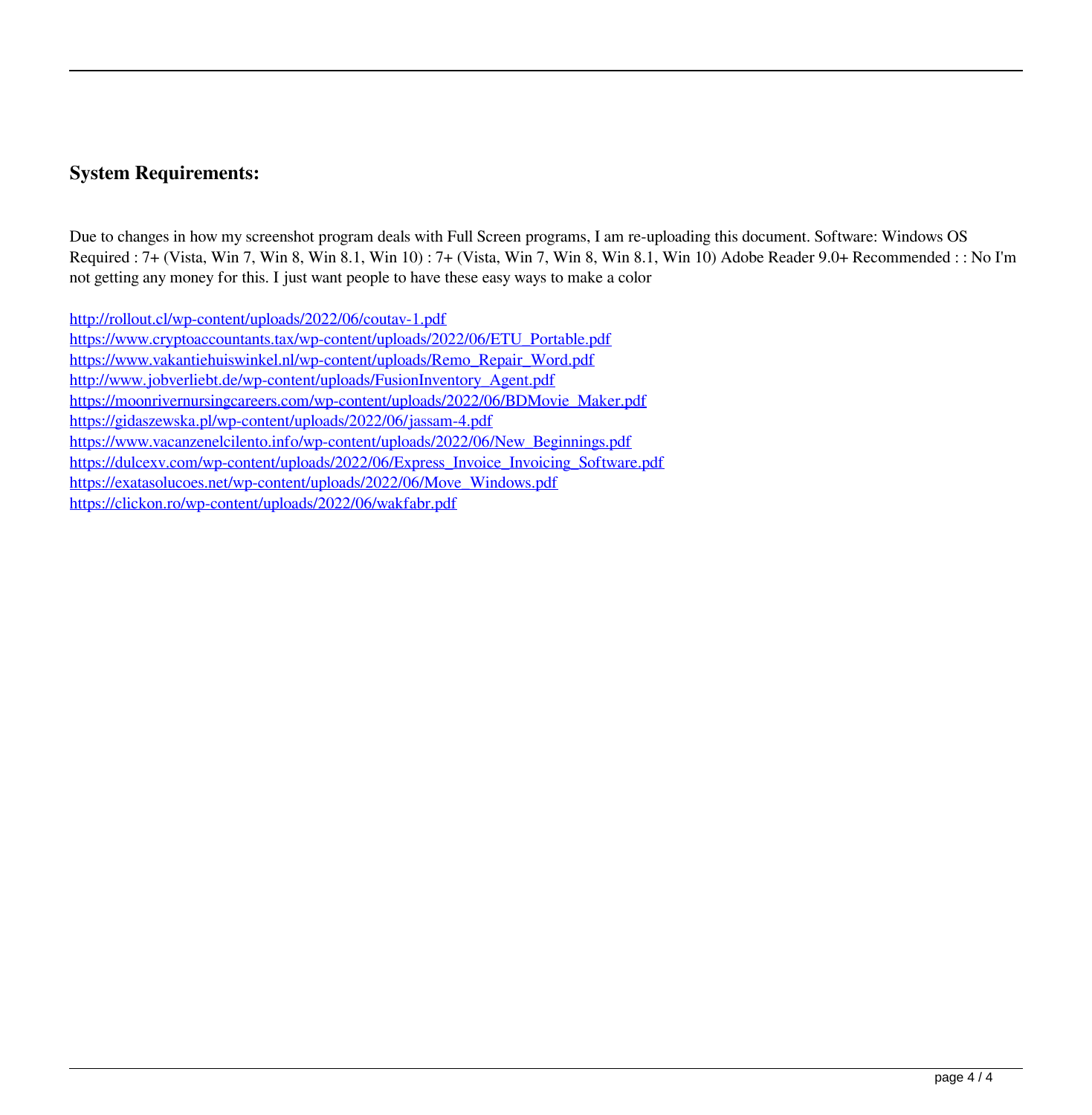## System Requirements:

Due to changes in how my screenshot program deals with Full Screen programs, I am re-uploading this document. Software: Windows OS Required : 7+ (Vista, Win 7, Win 8, Win 8.1, Win 10) : 7+ (Vista, Win 7, Win 8, Win 8.1, Win 10) Adobe Reader 9.0+ Recommended : : No I'm not getting any money for this. I just want people to have these easy ways to make a color

http://rollout.cl/wp-content/uploads/2022/06/coutav-1.pdf
https://www.cryptoaccountants.tax/wp-content/uploads/2022/06/ETU_Portable.pdf
https://www.vakantiehuiswinkel.nl/wp-content/uploads/Remo_Repair_Word.pdf
http://www.jobverliebt.de/wp-content/uploads/FusionInventory_Agent.pdf
https://moonrivernursingcareers.com/wp-content/uploads/2022/06/BDMovie_Maker.pdf
https://gidaszewska.pl/wp-content/uploads/2022/06/jassam-4.pdf
https://www.vacanzenelcilento.info/wp-content/uploads/2022/06/New_Beginnings.pdf
https://dulcexv.com/wp-content/uploads/2022/06/Express_Invoice_Invoicing_Software.pdf
https://exatasolucoes.net/wp-content/uploads/2022/06/Move_Windows.pdf
https://clickon.ro/wp-content/uploads/2022/06/wakfabr.pdf